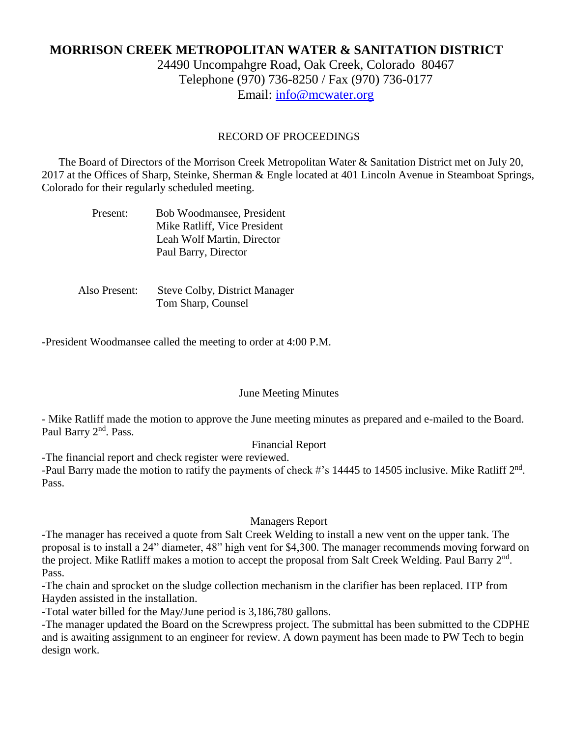# MORRISON CREEK METROPOLITAN WATER & SANITATION DISTRICT

24490 Uncompahgre Road, Oak Creek, Colorado 80467
Telephone (970) 736-8250 / Fax (970) 736-0177
Email: info@mcwater.org

RECORD OF PROCEEDINGS

The Board of Directors of the Morrison Creek Metropolitan Water & Sanitation District met on July 20, 2017 at the Offices of Sharp, Steinke, Sherman & Engle located at 401 Lincoln Avenue in Steamboat Springs, Colorado for their regularly scheduled meeting.

Present: Bob Woodmansee, President
Mike Ratliff, Vice President
Leah Wolf Martin, Director
Paul Barry, Director

Also Present: Steve Colby, District Manager
Tom Sharp, Counsel

-President Woodmansee called the meeting to order at 4:00 P.M.

June Meeting Minutes

- Mike Ratliff made the motion to approve the June meeting minutes as prepared and e-mailed to the Board. Paul Barry 2nd. Pass.

Financial Report

-The financial report and check register were reviewed.
-Paul Barry made the motion to ratify the payments of check #'s 14445 to 14505 inclusive. Mike Ratliff 2nd. Pass.

Managers Report

-The manager has received a quote from Salt Creek Welding to install a new vent on the upper tank. The proposal is to install a 24" diameter, 48" high vent for $4,300. The manager recommends moving forward on the project. Mike Ratliff makes a motion to accept the proposal from Salt Creek Welding. Paul Barry 2nd. Pass.
-The chain and sprocket on the sludge collection mechanism in the clarifier has been replaced. ITP from Hayden assisted in the installation.
-Total water billed for the May/June period is 3,186,780 gallons.
-The manager updated the Board on the Screwpress project. The submittal has been submitted to the CDPHE and is awaiting assignment to an engineer for review. A down payment has been made to PW Tech to begin design work.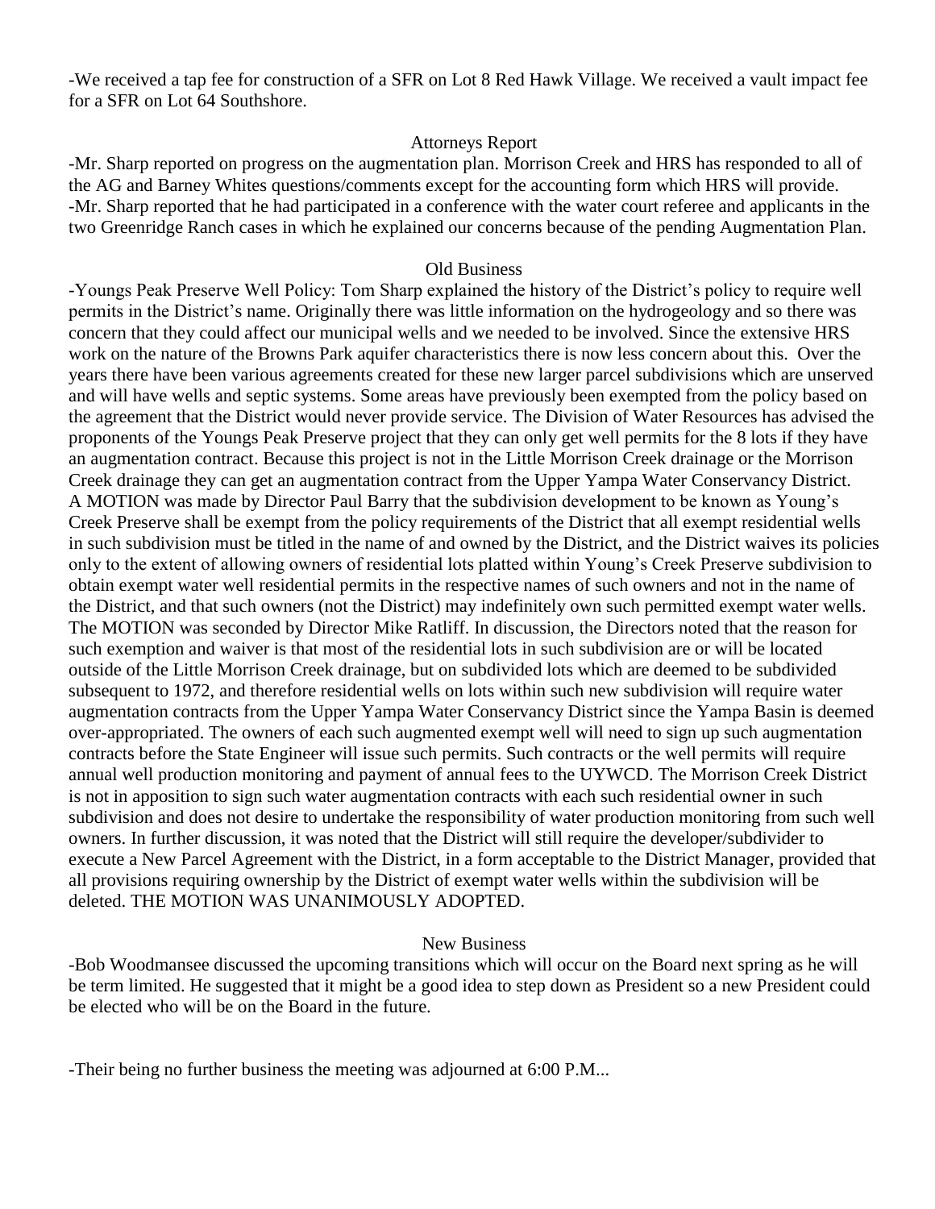-We received a tap fee for construction of a SFR on Lot 8 Red Hawk Village. We received a vault impact fee for a SFR on Lot 64 Southshore.

## Attorneys Report

-Mr. Sharp reported on progress on the augmentation plan. Morrison Creek and HRS has responded to all of the AG and Barney Whites questions/comments except for the accounting form which HRS will provide.
-Mr. Sharp reported that he had participated in a conference with the water court referee and applicants in the two Greenridge Ranch cases in which he explained our concerns because of the pending Augmentation Plan.

## Old Business

-Youngs Peak Preserve Well Policy: Tom Sharp explained the history of the District's policy to require well permits in the District's name. Originally there was little information on the hydrogeology and so there was concern that they could affect our municipal wells and we needed to be involved. Since the extensive HRS work on the nature of the Browns Park aquifer characteristics there is now less concern about this. Over the years there have been various agreements created for these new larger parcel subdivisions which are unserved and will have wells and septic systems. Some areas have previously been exempted from the policy based on the agreement that the District would never provide service. The Division of Water Resources has advised the proponents of the Youngs Peak Preserve project that they can only get well permits for the 8 lots if they have an augmentation contract. Because this project is not in the Little Morrison Creek drainage or the Morrison Creek drainage they can get an augmentation contract from the Upper Yampa Water Conservancy District. A MOTION was made by Director Paul Barry that the subdivision development to be known as Young's Creek Preserve shall be exempt from the policy requirements of the District that all exempt residential wells in such subdivision must be titled in the name of and owned by the District, and the District waives its policies only to the extent of allowing owners of residential lots platted within Young's Creek Preserve subdivision to obtain exempt water well residential permits in the respective names of such owners and not in the name of the District, and that such owners (not the District) may indefinitely own such permitted exempt water wells. The MOTION was seconded by Director Mike Ratliff. In discussion, the Directors noted that the reason for such exemption and waiver is that most of the residential lots in such subdivision are or will be located outside of the Little Morrison Creek drainage, but on subdivided lots which are deemed to be subdivided subsequent to 1972, and therefore residential wells on lots within such new subdivision will require water augmentation contracts from the Upper Yampa Water Conservancy District since the Yampa Basin is deemed over-appropriated. The owners of each such augmented exempt well will need to sign up such augmentation contracts before the State Engineer will issue such permits. Such contracts or the well permits will require annual well production monitoring and payment of annual fees to the UYWCD. The Morrison Creek District is not in apposition to sign such water augmentation contracts with each such residential owner in such subdivision and does not desire to undertake the responsibility of water production monitoring from such well owners. In further discussion, it was noted that the District will still require the developer/subdivider to execute a New Parcel Agreement with the District, in a form acceptable to the District Manager, provided that all provisions requiring ownership by the District of exempt water wells within the subdivision will be deleted. THE MOTION WAS UNANIMOUSLY ADOPTED.

## New Business

-Bob Woodmansee discussed the upcoming transitions which will occur on the Board next spring as he will be term limited. He suggested that it might be a good idea to step down as President so a new President could be elected who will be on the Board in the future.

-Their being no further business the meeting was adjourned at 6:00 P.M...